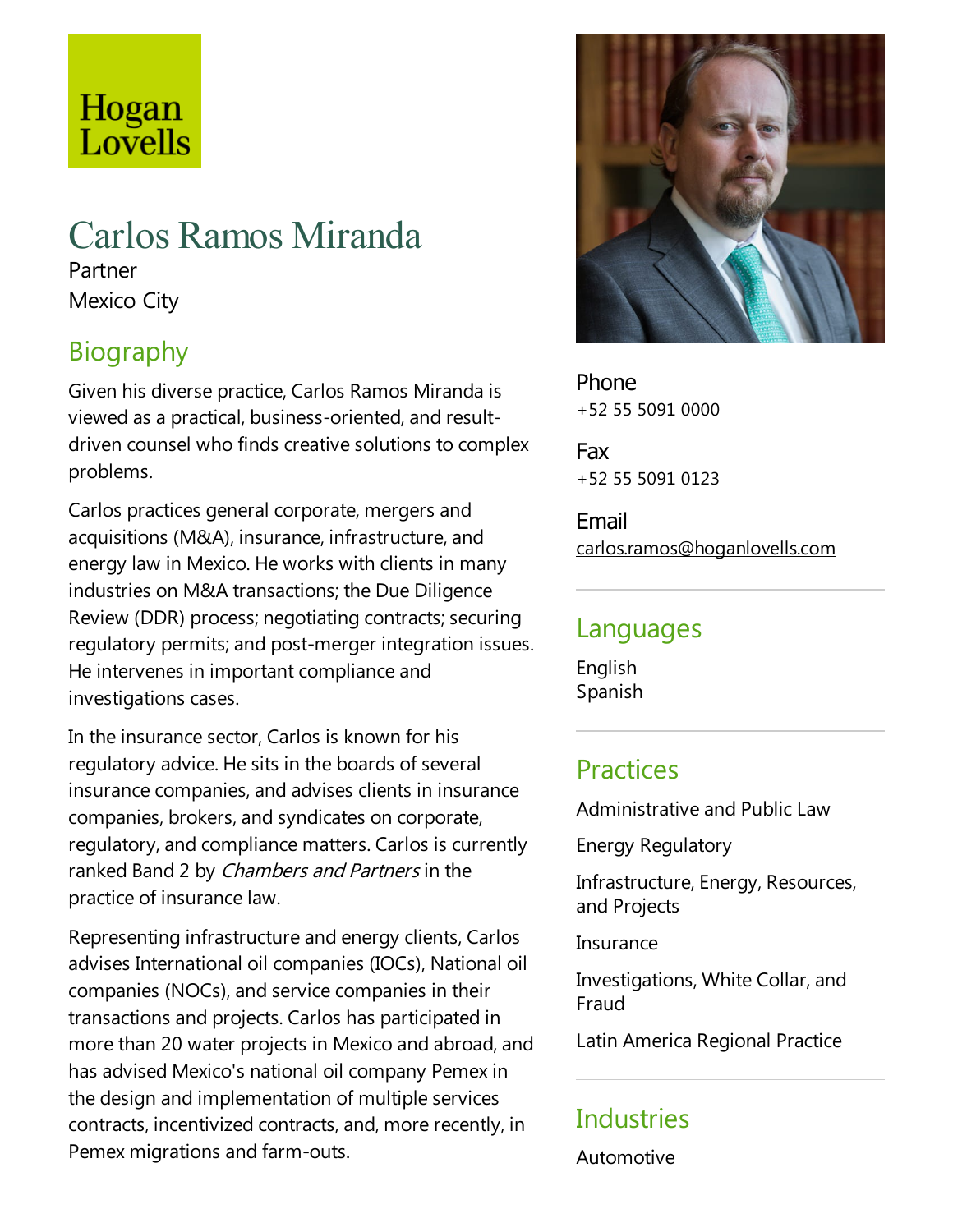Hogan Lovells

# Carlos Ramos Miranda

Partner
Mexico City

## Biography

Given his diverse practice, Carlos Ramos Miranda is viewed as a practical, business-oriented, and result-driven counsel who finds creative solutions to complex problems.

Carlos practices general corporate, mergers and acquisitions (M&A), insurance, infrastructure, and energy law in Mexico. He works with clients in many industries on M&A transactions; the Due Diligence Review (DDR) process; negotiating contracts; securing regulatory permits; and post-merger integration issues. He intervenes in important compliance and investigations cases.

In the insurance sector, Carlos is known for his regulatory advice. He sits in the boards of several insurance companies, and advises clients in insurance companies, brokers, and syndicates on corporate, regulatory, and compliance matters. Carlos is currently ranked Band 2 by *Chambers and Partners* in the practice of insurance law.

Representing infrastructure and energy clients, Carlos advises International oil companies (IOCs), National oil companies (NOCs), and service companies in their transactions and projects. Carlos has participated in more than 20 water projects in Mexico and abroad, and has advised Mexico's national oil company Pemex in the design and implementation of multiple services contracts, incentivized contracts, and, more recently, in Pemex migrations and farm-outs.

Phone
+52 55 5091 0000

Fax
+52 55 5091 0123

Email
carlos.ramos@hoganlovells.com

## Languages

English
Spanish

## Practices

Administrative and Public Law

Energy Regulatory

Infrastructure, Energy, Resources, and Projects

Insurance

Investigations, White Collar, and Fraud

Latin America Regional Practice

## Industries

Automotive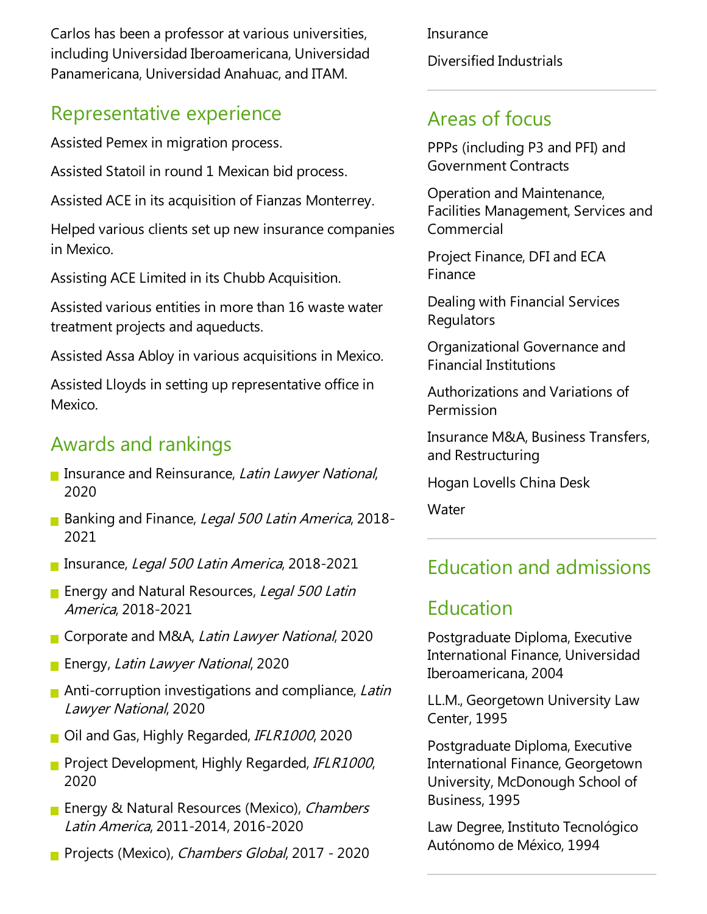Carlos has been a professor at various universities, including Universidad Iberoamericana, Universidad Panamericana, Universidad Anahuac, and ITAM.

## Representative experience

Assisted Pemex in migration process.

Assisted Statoil in round 1 Mexican bid process.

Assisted ACE in its acquisition of Fianzas Monterrey.

Helped various clients set up new insurance companies in Mexico.

Assisting ACE Limited in its Chubb Acquisition.

Assisted various entities in more than 16 waste water treatment projects and aqueducts.

Assisted Assa Abloy in various acquisitions in Mexico.

Assisted Lloyds in setting up representative office in Mexico.

## Awards and rankings

- Insurance and Reinsurance, *Latin Lawyer National*, 2020
- Banking and Finance, *Legal 500 Latin America*, 2018-2021
- Insurance, *Legal 500 Latin America*, 2018-2021
- Energy and Natural Resources, *Legal 500 Latin America*, 2018-2021
- Corporate and M&A, *Latin Lawyer National*, 2020
- Energy, *Latin Lawyer National*, 2020
- Anti-corruption investigations and compliance, *Latin Lawyer National*, 2020
- Oil and Gas, Highly Regarded, *IFLR1000*, 2020
- Project Development, Highly Regarded, *IFLR1000*, 2020
- Energy & Natural Resources (Mexico), *Chambers Latin America*, 2011-2014, 2016-2020
- Projects (Mexico), *Chambers Global*, 2017 - 2020

Insurance

Diversified Industrials

## Areas of focus

PPPs (including P3 and PFI) and Government Contracts

Operation and Maintenance, Facilities Management, Services and Commercial

Project Finance, DFI and ECA Finance

Dealing with Financial Services Regulators

Organizational Governance and Financial Institutions

Authorizations and Variations of Permission

Insurance M&A, Business Transfers, and Restructuring

Hogan Lovells China Desk

Water

## Education and admissions

## Education

Postgraduate Diploma, Executive International Finance, Universidad Iberoamericana, 2004

LL.M., Georgetown University Law Center, 1995

Postgraduate Diploma, Executive International Finance, Georgetown University, McDonough School of Business, 1995

Law Degree, Instituto Tecnológico Autónomo de México, 1994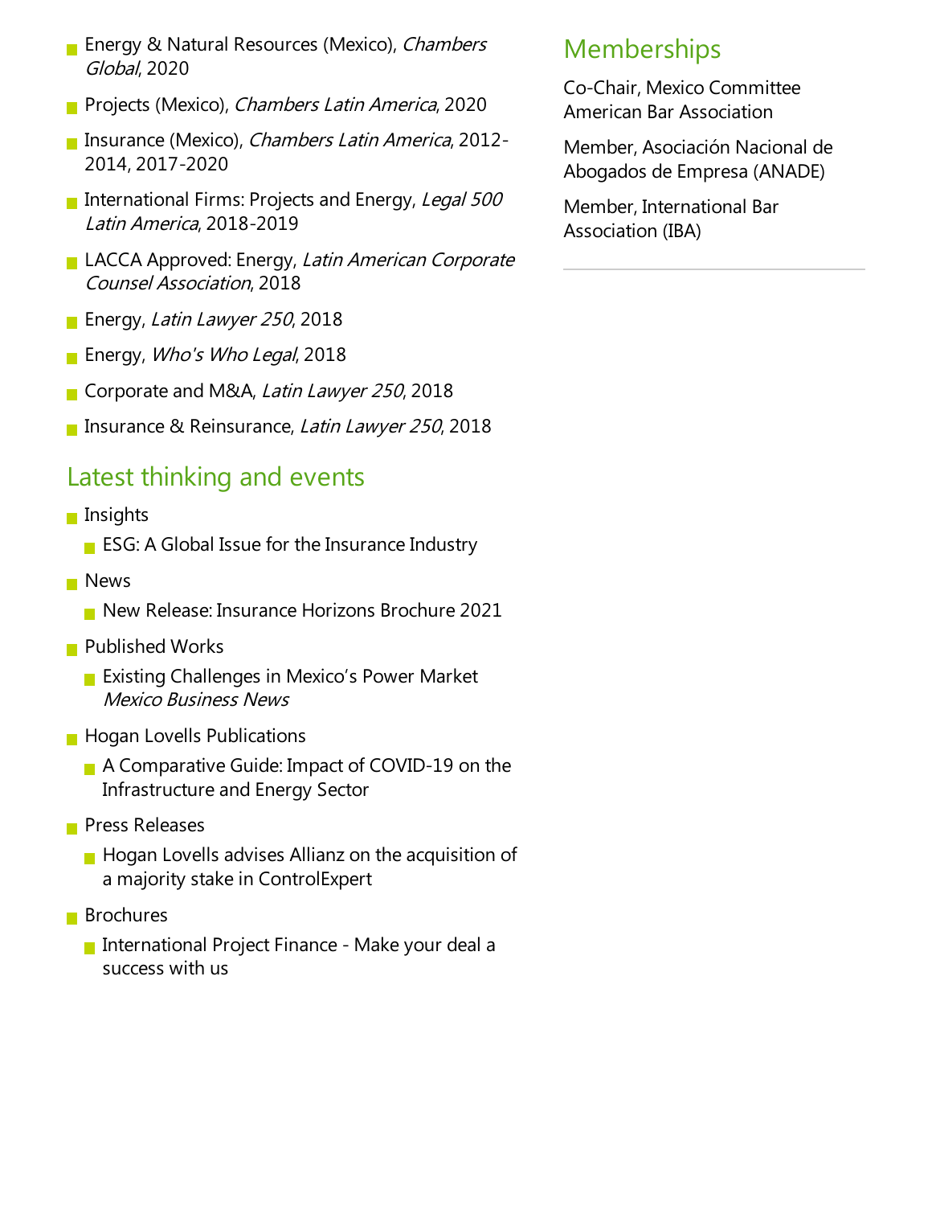- Energy & Natural Resources (Mexico), *Chambers Global*, 2020
- Projects (Mexico), *Chambers Latin America*, 2020
- Insurance (Mexico), *Chambers Latin America*, 2012-2014, 2017-2020
- International Firms: Projects and Energy, *Legal 500 Latin America*, 2018-2019
- LACCA Approved: Energy, *Latin American Corporate Counsel Association*, 2018
- Energy, *Latin Lawyer 250*, 2018
- Energy, *Who's Who Legal*, 2018
- Corporate and M&A, *Latin Lawyer 250*, 2018
- Insurance & Reinsurance, *Latin Lawyer 250*, 2018

## Latest thinking and events

- Insights
  - ESG: A Global Issue for the Insurance Industry
- News
  - New Release: Insurance Horizons Brochure 2021
- Published Works
  - Existing Challenges in Mexico's Power Market *Mexico Business News*
- Hogan Lovells Publications
  - A Comparative Guide: Impact of COVID-19 on the Infrastructure and Energy Sector
- Press Releases
  - Hogan Lovells advises Allianz on the acquisition of a majority stake in ControlExpert
- Brochures
  - International Project Finance - Make your deal a success with us

## Memberships

Co-Chair, Mexico Committee American Bar Association

Member, Asociación Nacional de Abogados de Empresa (ANADE)

Member, International Bar Association (IBA)